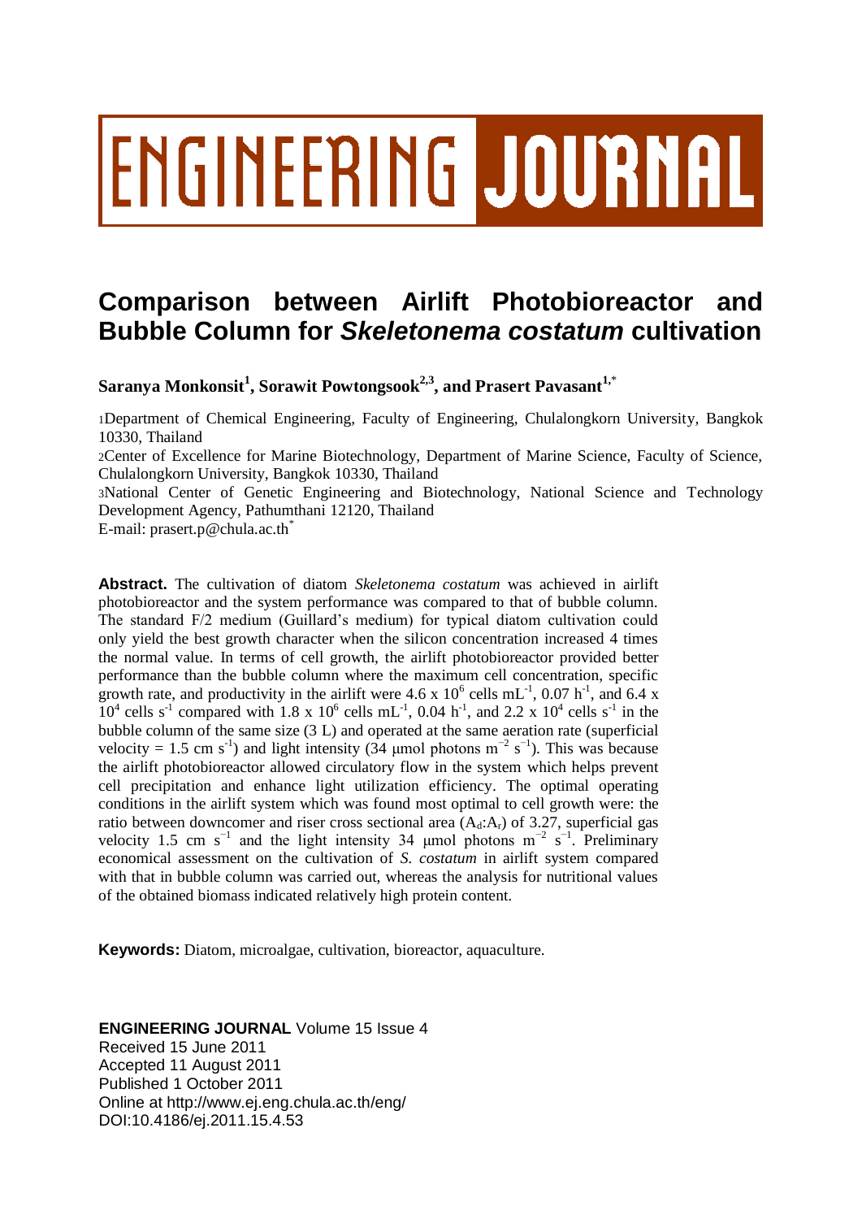ENGINEERING JOURNAL

# Comparison between Airlift Photobioreactor and Bubble Column for *Skeletonema costatum* cultivation

**Saranya Monkonsit[1], Sorawit Powtongsook[2,3], and Prasert Pavasant[1,*]**

[1]Department of Chemical Engineering, Faculty of Engineering, Chulalongkorn University, Bangkok 10330, Thailand

[2]Center of Excellence for Marine Biotechnology, Department of Marine Science, Faculty of Science, Chulalongkorn University, Bangkok 10330, Thailand

[3]National Center of Genetic Engineering and Biotechnology, National Science and Technology Development Agency, Pathumthani 12120, Thailand

E-mail: prasert.p@chula.ac.th[*]

**Abstract.** The cultivation of diatom *Skeletonema costatum* was achieved in airlift photobioreactor and the system performance was compared to that of bubble column. The standard F/2 medium (Guillard's medium) for typical diatom cultivation could only yield the best growth character when the silicon concentration increased 4 times the normal value. In terms of cell growth, the airlift photobioreactor provided better performance than the bubble column where the maximum cell concentration, specific growth rate, and productivity in the airlift were 4.6 x $10^6$ cells $mL^{-1}$, 0.07 $h^{-1}$, and 6.4 x $10^4$ cells $s^{-1}$ compared with 1.8 x $10^6$ cells $mL^{-1}$, 0.04 $h^{-1}$, and 2.2 x $10^4$ cells $s^{-1}$ in the bubble column of the same size (3 L) and operated at the same aeration rate (superficial velocity = 1.5 cm $s^{-1}$) and light intensity (34 μmol photons $m^{-2}$ $s^{-1}$). This was because the airlift photobioreactor allowed circulatory flow in the system which helps prevent cell precipitation and enhance light utilization efficiency. The optimal operating conditions in the airlift system which was found most optimal to cell growth were: the ratio between downcomer and riser cross sectional area ($A_d$:$A_r$) of 3.27, superficial gas velocity 1.5 cm $s^{-1}$ and the light intensity 34 μmol photons $m^{-2}$ $s^{-1}$. Preliminary economical assessment on the cultivation of *S. costatum* in airlift system compared with that in bubble column was carried out, whereas the analysis for nutritional values of the obtained biomass indicated relatively high protein content.

**Keywords:** Diatom, microalgae, cultivation, bioreactor, aquaculture.

**ENGINEERING JOURNAL** Volume 15 Issue 4
Received 15 June 2011
Accepted 11 August 2011
Published 1 October 2011
Online at http://www.ej.eng.chula.ac.th/eng/
DOI:10.4186/ej.2011.15.4.53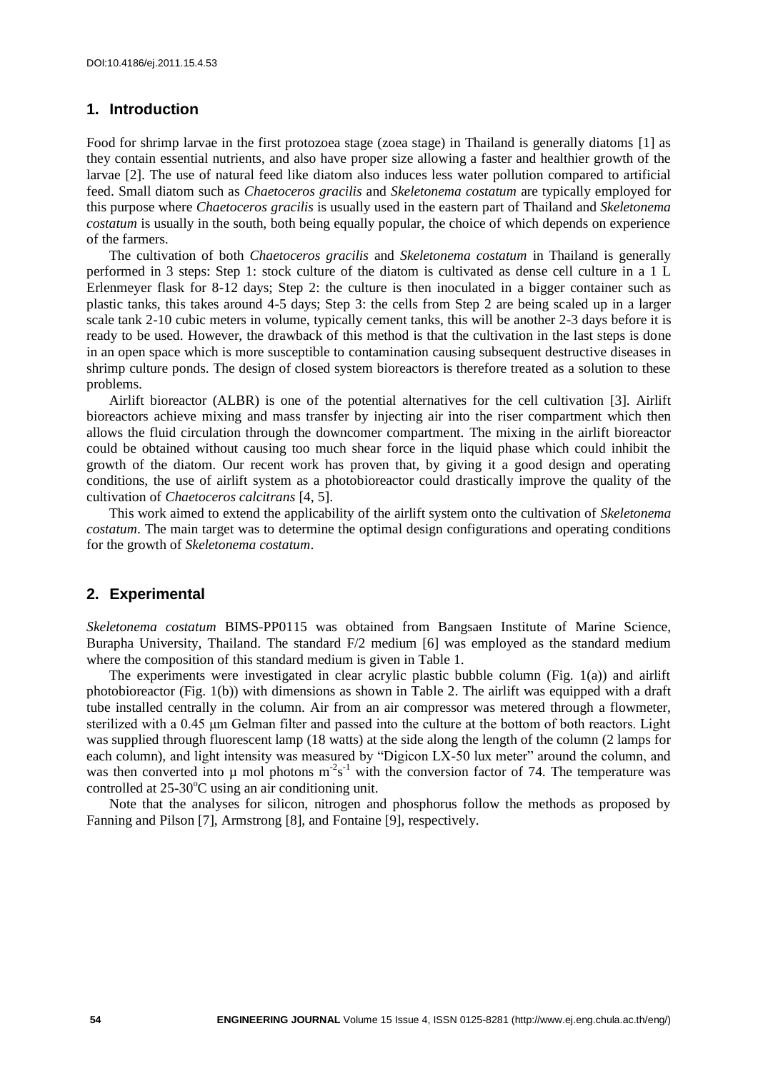## 1. Introduction

Food for shrimp larvae in the first protozoea stage (zoea stage) in Thailand is generally diatoms [1] as they contain essential nutrients, and also have proper size allowing a faster and healthier growth of the larvae [2]. The use of natural feed like diatom also induces less water pollution compared to artificial feed. Small diatom such as *Chaetoceros gracilis* and *Skeletonema costatum* are typically employed for this purpose where *Chaetoceros gracilis* is usually used in the eastern part of Thailand and *Skeletonema costatum* is usually in the south, both being equally popular, the choice of which depends on experience of the farmers.

The cultivation of both *Chaetoceros gracilis* and *Skeletonema costatum* in Thailand is generally performed in 3 steps: Step 1: stock culture of the diatom is cultivated as dense cell culture in a 1 L Erlenmeyer flask for 8-12 days; Step 2: the culture is then inoculated in a bigger container such as plastic tanks, this takes around 4-5 days; Step 3: the cells from Step 2 are being scaled up in a larger scale tank 2-10 cubic meters in volume, typically cement tanks, this will be another 2-3 days before it is ready to be used. However, the drawback of this method is that the cultivation in the last steps is done in an open space which is more susceptible to contamination causing subsequent destructive diseases in shrimp culture ponds. The design of closed system bioreactors is therefore treated as a solution to these problems.

Airlift bioreactor (ALBR) is one of the potential alternatives for the cell cultivation [3]. Airlift bioreactors achieve mixing and mass transfer by injecting air into the riser compartment which then allows the fluid circulation through the downcomer compartment. The mixing in the airlift bioreactor could be obtained without causing too much shear force in the liquid phase which could inhibit the growth of the diatom. Our recent work has proven that, by giving it a good design and operating conditions, the use of airlift system as a photobioreactor could drastically improve the quality of the cultivation of *Chaetoceros calcitrans* [4, 5].

This work aimed to extend the applicability of the airlift system onto the cultivation of *Skeletonema costatum*. The main target was to determine the optimal design configurations and operating conditions for the growth of *Skeletonema costatum*.

## 2. Experimental

*Skeletonema costatum* BIMS-PP0115 was obtained from Bangsaen Institute of Marine Science, Burapha University, Thailand. The standard F/2 medium [6] was employed as the standard medium where the composition of this standard medium is given in Table 1.

The experiments were investigated in clear acrylic plastic bubble column (Fig. 1(a)) and airlift photobioreactor (Fig. 1(b)) with dimensions as shown in Table 2. The airlift was equipped with a draft tube installed centrally in the column. Air from an air compressor was metered through a flowmeter, sterilized with a 0.45 μm Gelman filter and passed into the culture at the bottom of both reactors. Light was supplied through fluorescent lamp (18 watts) at the side along the length of the column (2 lamps for each column), and light intensity was measured by "Digicon LX-50 lux meter" around the column, and was then converted into μ mol photons $m^{-2}s^{-1}$ with the conversion factor of 74. The temperature was controlled at 25-30$^{o}$C using an air conditioning unit.

Note that the analyses for silicon, nitrogen and phosphorus follow the methods as proposed by Fanning and Pilson [7], Armstrong [8], and Fontaine [9], respectively.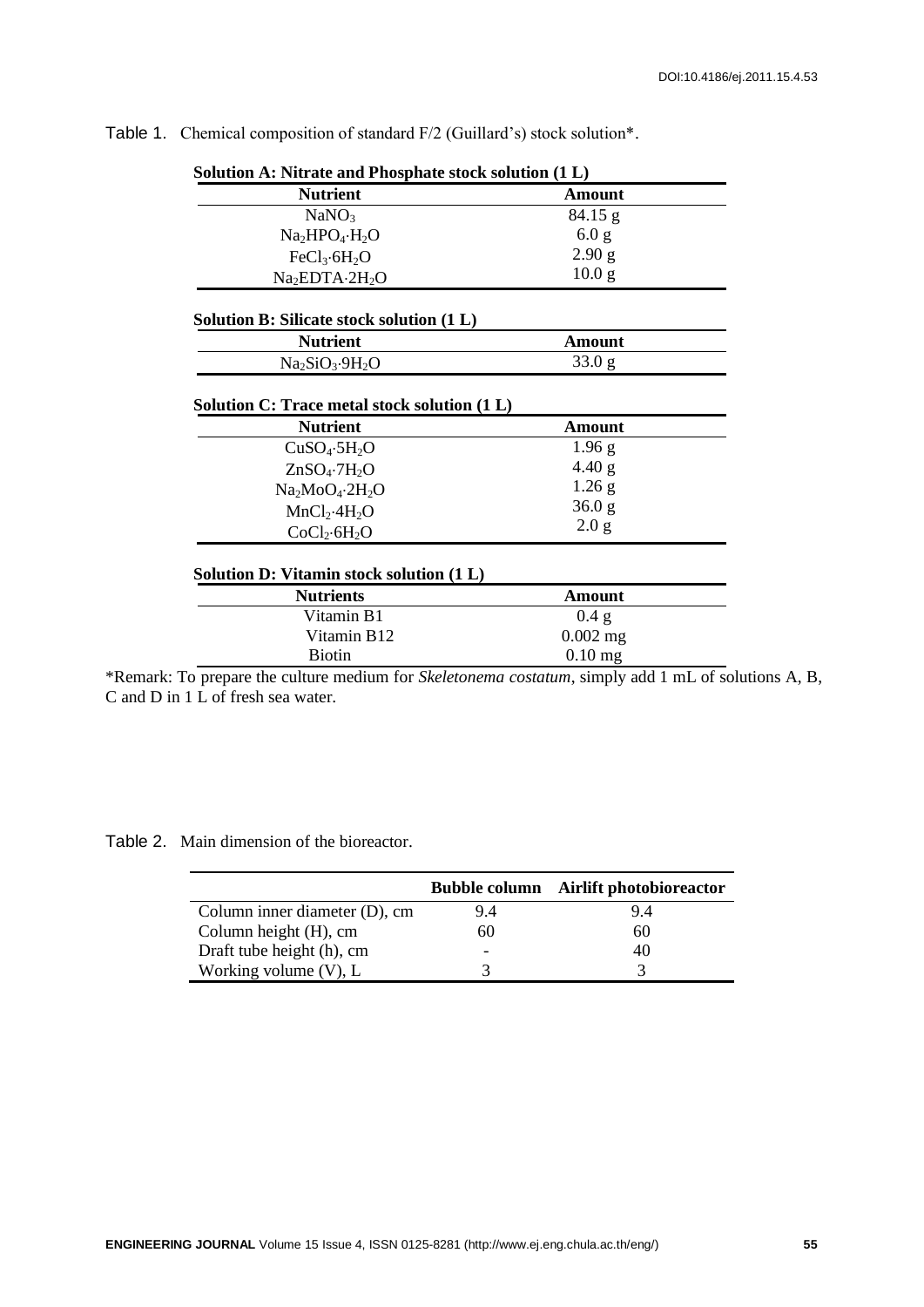Table 1. Chemical composition of standard F/2 (Guillard's) stock solution*.

**Solution A: Nitrate and Phosphate stock solution (1 L)**

| Nutrient | Amount |
|---|---|
| $NaNO_3$ | 84.15 g |
| $Na_2HPO_4{\cdot}H_2O$ | 6.0 g |
| $FeCl_3{\cdot}6H_2O$ | 2.90 g |
| $Na_2EDTA{\cdot}2H_2O$ | 10.0 g |

**Solution B: Silicate stock solution (1 L)**

| Nutrient | Amount |
|---|---|
| $Na_2SiO_3{\cdot}9H_2O$ | 33.0 g |

**Solution C: Trace metal stock solution (1 L)**

| Nutrient | Amount |
|---|---|
| $CuSO_4{\cdot}5H_2O$ | 1.96 g |
| $ZnSO_4{\cdot}7H_2O$ | 4.40 g |
| $Na_2MoO_4{\cdot}2H_2O$ | 1.26 g |
| $MnCl_2{\cdot}4H_2O$ | 36.0 g |
| $CoCl_2{\cdot}6H_2O$ | 2.0 g |

**Solution D: Vitamin stock solution (1 L)**

| Nutrients | Amount |
|---|---|
| Vitamin B1 | 0.4 g |
| Vitamin B12 | 0.002 mg |
| Biotin | 0.10 mg |

*Remark: To prepare the culture medium for *Skeletonema costatum*, simply add 1 mL of solutions A, B, C and D in 1 L of fresh sea water.

Table 2. Main dimension of the bioreactor.

| | Bubble column | Airlift photobioreactor |
|---|---|---|
| Column inner diameter (D), cm | 9.4 | 9.4 |
| Column height (H), cm | 60 | 60 |
| Draft tube height (h), cm | - | 40 |
| Working volume (V), L | 3 | 3 |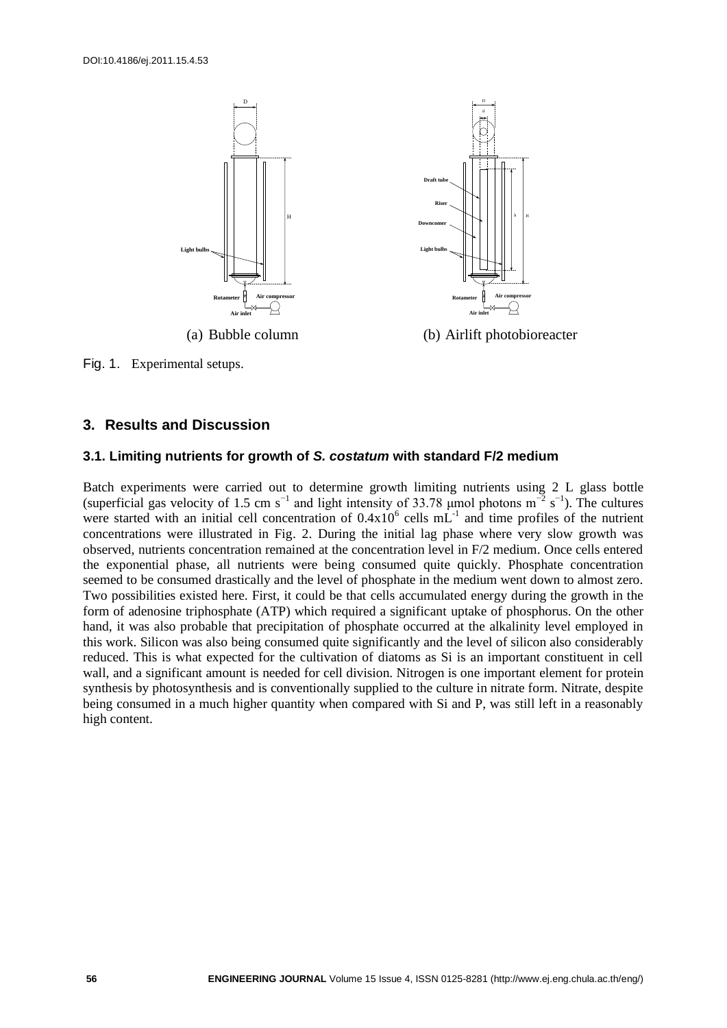(a) Bubble column

(b) Airlift photobioreacter

Fig. 1. Experimental setups.

## 3. Results and Discussion

### 3.1. Limiting nutrients for growth of *S. costatum* with standard F/2 medium

Batch experiments were carried out to determine growth limiting nutrients using 2 L glass bottle (superficial gas velocity of 1.5 cm $s^{-1}$ and light intensity of 33.78 μmol photons $m^{-2}$ $s^{-1}$). The cultures were started with an initial cell concentration of $0.4 \times 10^6$ cells $mL^{-1}$ and time profiles of the nutrient concentrations were illustrated in Fig. 2. During the initial lag phase where very slow growth was observed, nutrients concentration remained at the concentration level in F/2 medium. Once cells entered the exponential phase, all nutrients were being consumed quite quickly. Phosphate concentration seemed to be consumed drastically and the level of phosphate in the medium went down to almost zero. Two possibilities existed here. First, it could be that cells accumulated energy during the growth in the form of adenosine triphosphate (ATP) which required a significant uptake of phosphorus. On the other hand, it was also probable that precipitation of phosphate occurred at the alkalinity level employed in this work. Silicon was also being consumed quite significantly and the level of silicon also considerably reduced. This is what expected for the cultivation of diatoms as Si is an important constituent in cell wall, and a significant amount is needed for cell division. Nitrogen is one important element for protein synthesis by photosynthesis and is conventionally supplied to the culture in nitrate form. Nitrate, despite being consumed in a much higher quantity when compared with Si and P, was still left in a reasonably high content.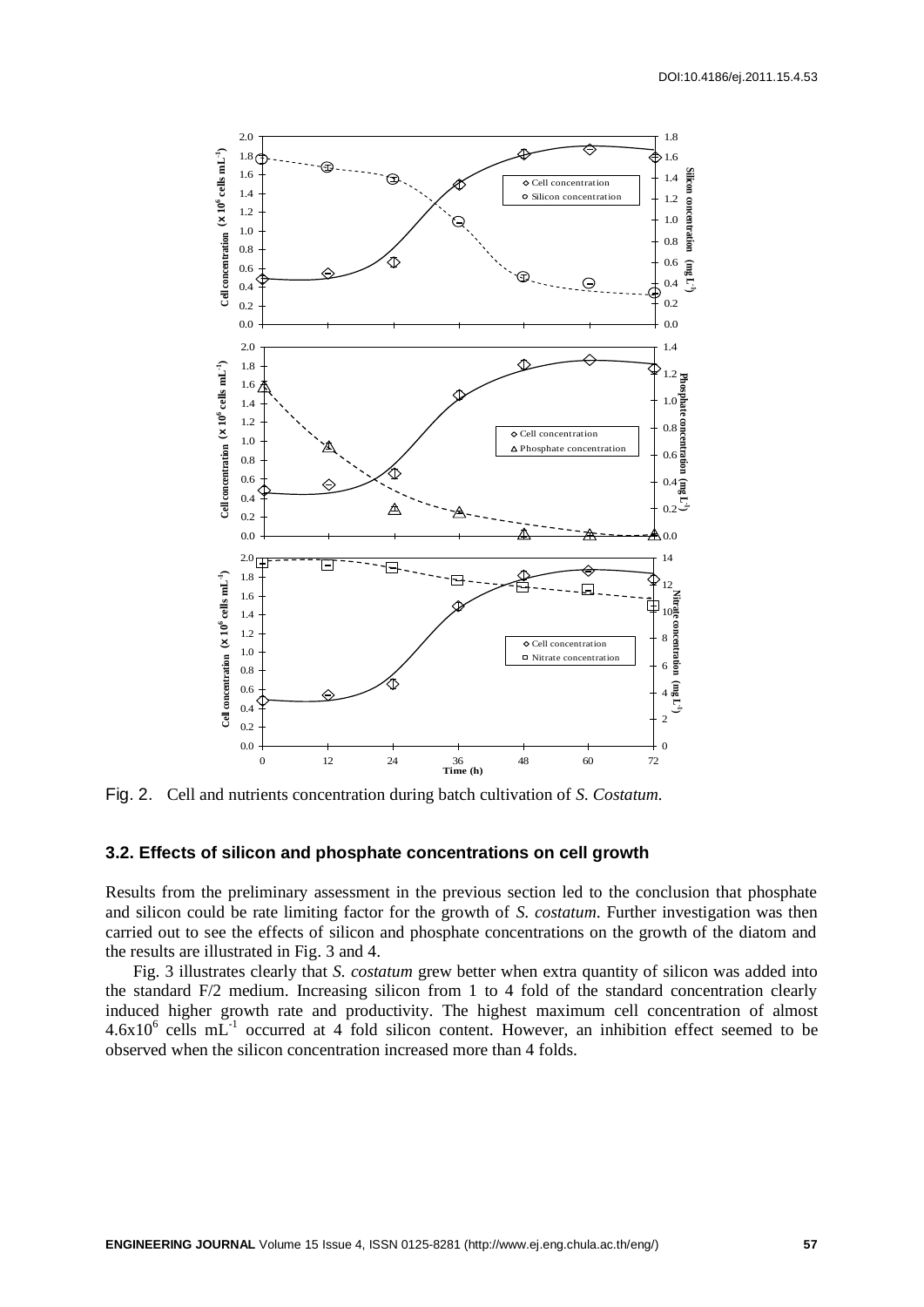Fig. 2. Cell and nutrients concentration during batch cultivation of *S. Costatum.*

### 3.2. Effects of silicon and phosphate concentrations on cell growth

Results from the preliminary assessment in the previous section led to the conclusion that phosphate and silicon could be rate limiting factor for the growth of *S. costatum*. Further investigation was then carried out to see the effects of silicon and phosphate concentrations on the growth of the diatom and the results are illustrated in Fig. 3 and 4.

Fig. 3 illustrates clearly that *S. costatum* grew better when extra quantity of silicon was added into the standard F/2 medium. Increasing silicon from 1 to 4 fold of the standard concentration clearly induced higher growth rate and productivity. The highest maximum cell concentration of almost $4.6\times10^6$ cells $mL^{-1}$ occurred at 4 fold silicon content. However, an inhibition effect seemed to be observed when the silicon concentration increased more than 4 folds.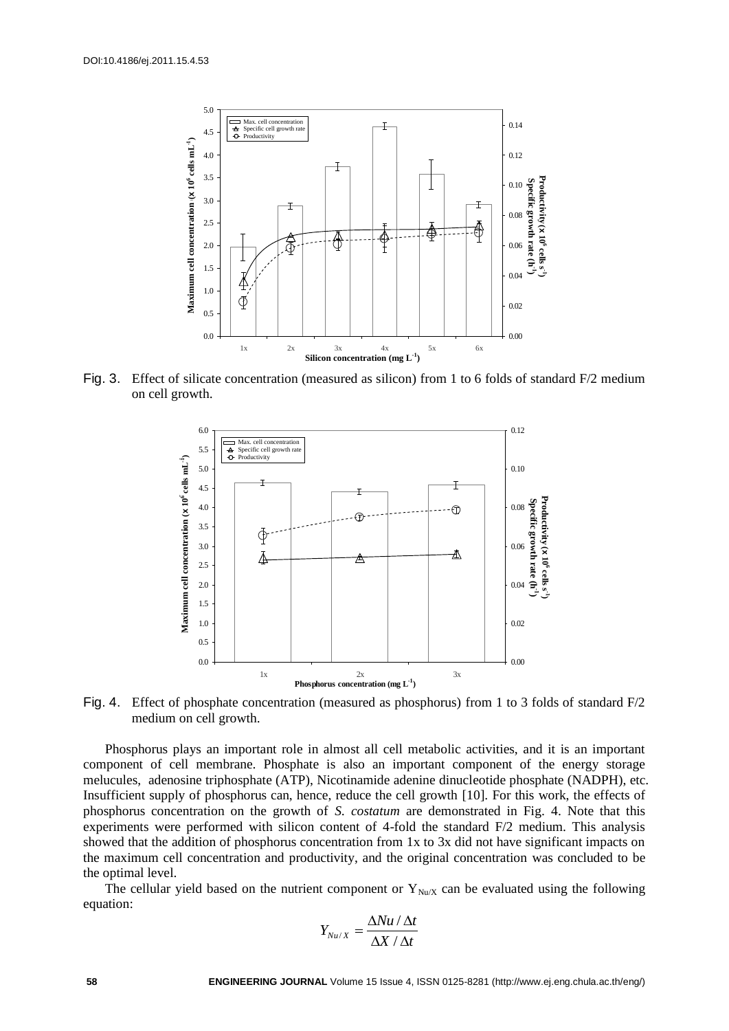Fig. 3. Effect of silicate concentration (measured as silicon) from 1 to 6 folds of standard F/2 medium on cell growth.

Fig. 4. Effect of phosphate concentration (measured as phosphorus) from 1 to 3 folds of standard F/2 medium on cell growth.

Phosphorus plays an important role in almost all cell metabolic activities, and it is an important component of cell membrane. Phosphate is also an important component of the energy storage melucules, adenosine triphosphate (ATP), Nicotinamide adenine dinucleotide phosphate (NADPH), etc. Insufficient supply of phosphorus can, hence, reduce the cell growth [10]. For this work, the effects of phosphorus concentration on the growth of *S. costatum* are demonstrated in Fig. 4. Note that this experiments were performed with silicon content of 4-fold the standard F/2 medium. This analysis showed that the addition of phosphorus concentration from 1x to 3x did not have significant impacts on the maximum cell concentration and productivity, and the original concentration was concluded to be the optimal level.

The cellular yield based on the nutrient component or $Y_{Nu/X}$ can be evaluated using the following equation:

$$Y_{Nu/X} = \frac{\Delta Nu / \Delta t}{\Delta X / \Delta t}$$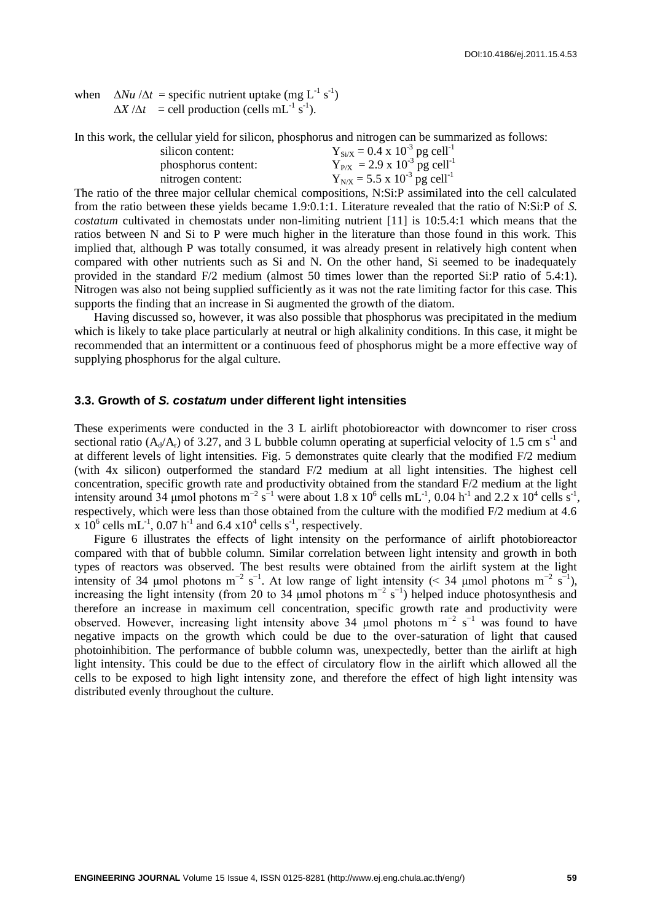when $\Delta Nu / \Delta t$ = specific nutrient uptake (mg $L^{-1}$ $s^{-1}$)
$\Delta X / \Delta t$ = cell production (cells $mL^{-1}$ $s^{-1}$).

In this work, the cellular yield for silicon, phosphorus and nitrogen can be summarized as follows:

silicon content: $Y_{Si/X} = 0.4 \times 10^{-3}$ pg $cell^{-1}$
phosphorus content: $Y_{P/X} = 2.9 \times 10^{-3}$ pg $cell^{-1}$
nitrogen content: $Y_{N/X} = 5.5 \times 10^{-3}$ pg $cell^{-1}$

The ratio of the three major cellular chemical compositions, N:Si:P assimilated into the cell calculated from the ratio between these yields became 1.9:0.1:1. Literature revealed that the ratio of N:Si:P of *S. costatum* cultivated in chemostats under non-limiting nutrient [11] is 10:5.4:1 which means that the ratios between N and Si to P were much higher in the literature than those found in this work. This implied that, although P was totally consumed, it was already present in relatively high content when compared with other nutrients such as Si and N. On the other hand, Si seemed to be inadequately provided in the standard F/2 medium (almost 50 times lower than the reported Si:P ratio of 5.4:1). Nitrogen was also not being supplied sufficiently as it was not the rate limiting factor for this case. This supports the finding that an increase in Si augmented the growth of the diatom.

Having discussed so, however, it was also possible that phosphorus was precipitated in the medium which is likely to take place particularly at neutral or high alkalinity conditions. In this case, it might be recommended that an intermittent or a continuous feed of phosphorus might be a more effective way of supplying phosphorus for the algal culture.

### 3.3. Growth of *S. costatum* under different light intensities

These experiments were conducted in the 3 L airlift photobioreactor with downcomer to riser cross sectional ratio ($A_d/A_r$) of 3.27, and 3 L bubble column operating at superficial velocity of 1.5 cm $s^{-1}$ and at different levels of light intensities. Fig. 5 demonstrates quite clearly that the modified F/2 medium (with 4x silicon) outperformed the standard F/2 medium at all light intensities. The highest cell concentration, specific growth rate and productivity obtained from the standard F/2 medium at the light intensity around 34 μmol photons $m^{-2}$ $s^{-1}$ were about $1.8 \times 10^6$ cells $mL^{-1}$, 0.04 $h^{-1}$ and $2.2 \times 10^4$ cells $s^{-1}$, respectively, which were less than those obtained from the culture with the modified F/2 medium at $4.6 \times 10^6$ cells $mL^{-1}$, 0.07 $h^{-1}$ and $6.4 \times 10^4$ cells $s^{-1}$, respectively.

Figure 6 illustrates the effects of light intensity on the performance of airlift photobioreactor compared with that of bubble column. Similar correlation between light intensity and growth in both types of reactors was observed. The best results were obtained from the airlift system at the light intensity of 34 μmol photons $m^{-2}$ $s^{-1}$. At low range of light intensity (< 34 μmol photons $m^{-2}$ $s^{-1}$), increasing the light intensity (from 20 to 34 μmol photons $m^{-2}$ $s^{-1}$) helped induce photosynthesis and therefore an increase in maximum cell concentration, specific growth rate and productivity were observed. However, increasing light intensity above 34 μmol photons $m^{-2}$ $s^{-1}$ was found to have negative impacts on the growth which could be due to the over-saturation of light that caused photoinhibition. The performance of bubble column was, unexpectedly, better than the airlift at high light intensity. This could be due to the effect of circulatory flow in the airlift which allowed all the cells to be exposed to high light intensity zone, and therefore the effect of high light intensity was distributed evenly throughout the culture.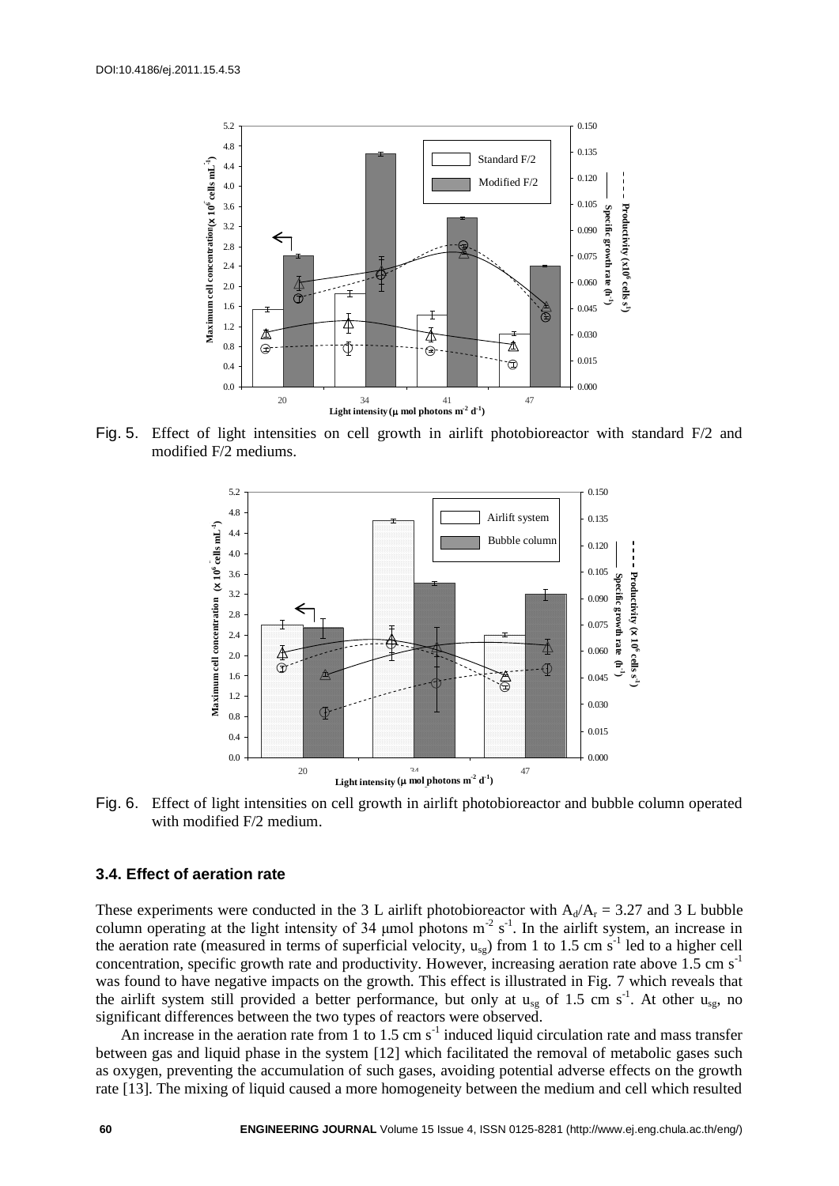Fig. 5. Effect of light intensities on cell growth in airlift photobioreactor with standard F/2 and modified F/2 mediums.

Fig. 6. Effect of light intensities on cell growth in airlift photobioreactor and bubble column operated with modified F/2 medium.

### 3.4. Effect of aeration rate

These experiments were conducted in the 3 L airlift photobioreactor with $A_d/A_r = 3.27$ and 3 L bubble column operating at the light intensity of 34 μmol photons $m^{-2}$ $s^{-1}$. In the airlift system, an increase in the aeration rate (measured in terms of superficial velocity, $u_{sg}$) from 1 to 1.5 cm $s^{-1}$ led to a higher cell concentration, specific growth rate and productivity. However, increasing aeration rate above 1.5 cm $s^{-1}$ was found to have negative impacts on the growth. This effect is illustrated in Fig. 7 which reveals that the airlift system still provided a better performance, but only at $u_{sg}$ of 1.5 cm $s^{-1}$. At other $u_{sg}$, no significant differences between the two types of reactors were observed.

An increase in the aeration rate from 1 to 1.5 cm $s^{-1}$ induced liquid circulation rate and mass transfer between gas and liquid phase in the system [12] which facilitated the removal of metabolic gases such as oxygen, preventing the accumulation of such gases, avoiding potential adverse effects on the growth rate [13]. The mixing of liquid caused a more homogeneity between the medium and cell which resulted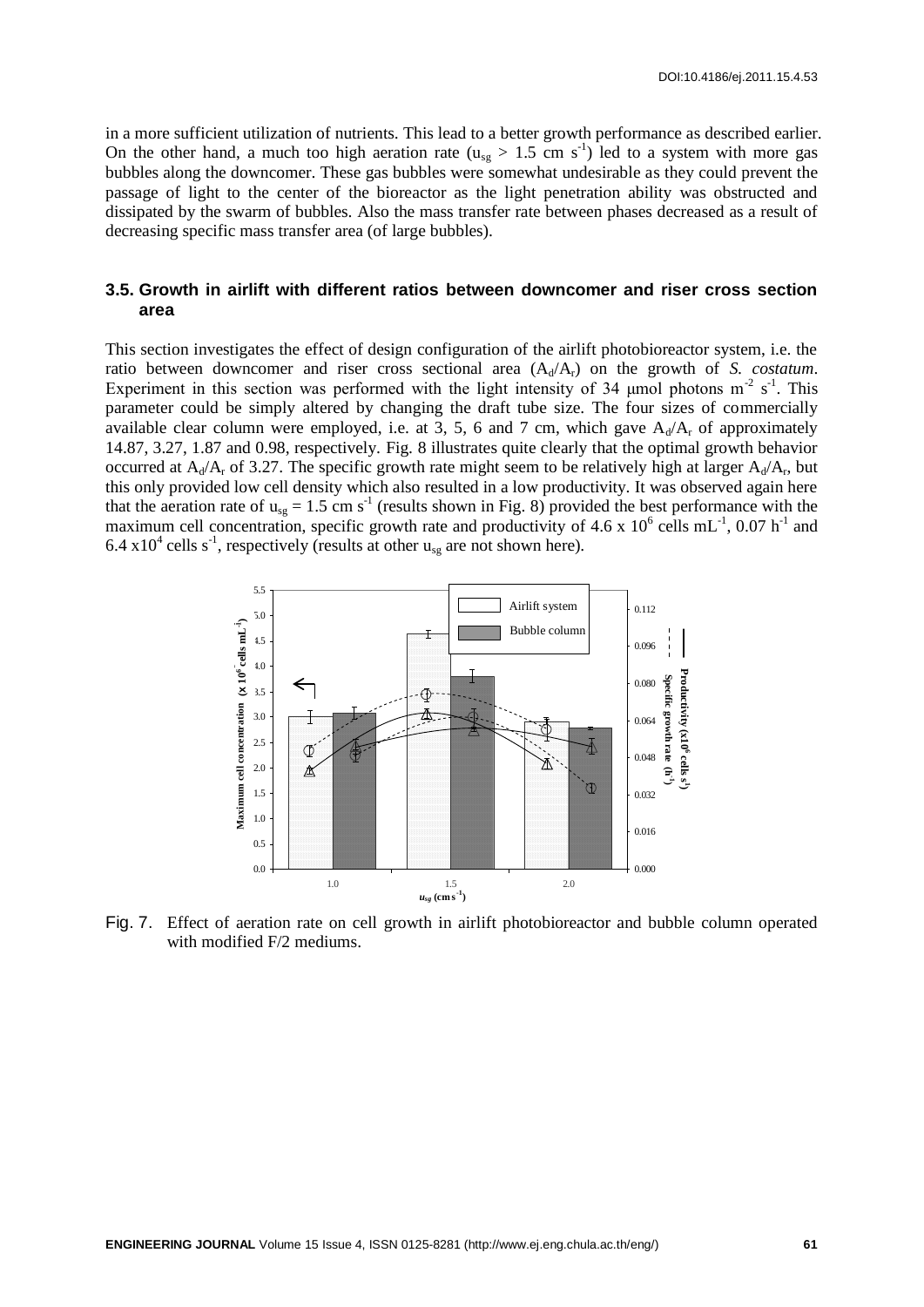in a more sufficient utilization of nutrients. This lead to a better growth performance as described earlier. On the other hand, a much too high aeration rate ($u_{sg}$ > 1.5 cm $s^{-1}$) led to a system with more gas bubbles along the downcomer. These gas bubbles were somewhat undesirable as they could prevent the passage of light to the center of the bioreactor as the light penetration ability was obstructed and dissipated by the swarm of bubbles. Also the mass transfer rate between phases decreased as a result of decreasing specific mass transfer area (of large bubbles).

### 3.5. Growth in airlift with different ratios between downcomer and riser cross section area

This section investigates the effect of design configuration of the airlift photobioreactor system, i.e. the ratio between downcomer and riser cross sectional area ($A_d/A_r$) on the growth of *S. costatum*. Experiment in this section was performed with the light intensity of 34 μmol photons $m^{-2}$ $s^{-1}$. This parameter could be simply altered by changing the draft tube size. The four sizes of commercially available clear column were employed, i.e. at 3, 5, 6 and 7 cm, which gave $A_d/A_r$ of approximately 14.87, 3.27, 1.87 and 0.98, respectively. Fig. 8 illustrates quite clearly that the optimal growth behavior occurred at $A_d/A_r$ of 3.27. The specific growth rate might seem to be relatively high at larger $A_d/A_r$, but this only provided low cell density which also resulted in a low productivity. It was observed again here that the aeration rate of $u_{sg}$ = 1.5 cm $s^{-1}$ (results shown in Fig. 8) provided the best performance with the maximum cell concentration, specific growth rate and productivity of 4.6 x $10^6$ cells $mL^{-1}$, 0.07 $h^{-1}$ and 6.4 x$10^4$ cells $s^{-1}$, respectively (results at other $u_{sg}$ are not shown here).

Fig. 7. Effect of aeration rate on cell growth in airlift photobioreactor and bubble column operated with modified F/2 mediums.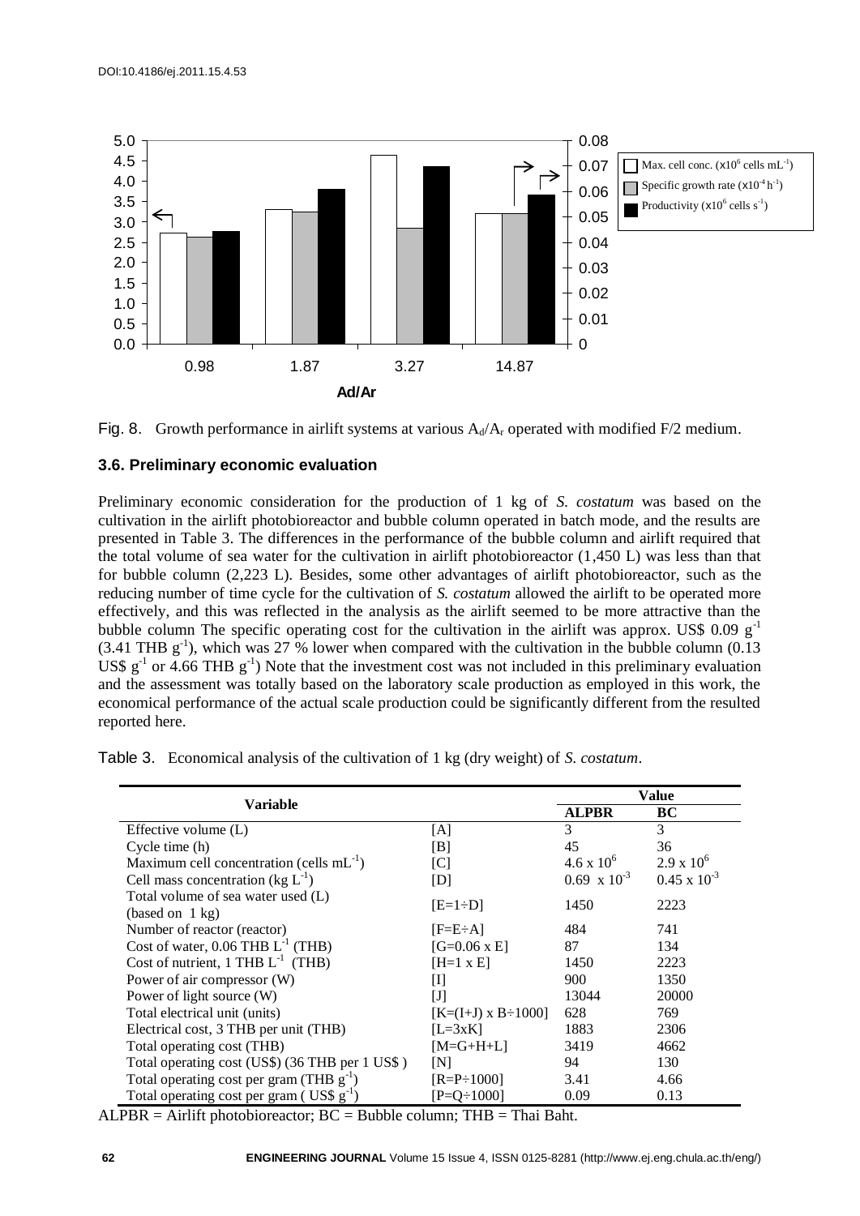Fig. 8. Growth performance in airlift systems at various $A_d/A_r$ operated with modified F/2 medium.

### 3.6. Preliminary economic evaluation

Preliminary economic consideration for the production of 1 kg of *S. costatum* was based on the cultivation in the airlift photobioreactor and bubble column operated in batch mode, and the results are presented in Table 3. The differences in the performance of the bubble column and airlift required that the total volume of sea water for the cultivation in airlift photobioreactor (1,450 L) was less than that for bubble column (2,223 L). Besides, some other advantages of airlift photobioreactor, such as the reducing number of time cycle for the cultivation of *S. costatum* allowed the airlift to be operated more effectively, and this was reflected in the analysis as the airlift seemed to be more attractive than the bubble column The specific operating cost for the cultivation in the airlift was approx. US\$ 0.09 $g^{-1}$ (3.41 THB $g^{-1}$), which was 27 % lower when compared with the cultivation in the bubble column (0.13 US\$ $g^{-1}$ or 4.66 THB $g^{-1}$) Note that the investment cost was not included in this preliminary evaluation and the assessment was totally based on the laboratory scale production as employed in this work, the economical performance of the actual scale production could be significantly different from the resulted reported here.

Table 3. Economical analysis of the cultivation of 1 kg (dry weight) of *S. costatum*.

| Variable | | Value | |
|---|---|---|---|
| | | **ALPBR** | **BC** |
| Effective volume (L) | [A] | 3 | 3 |
| Cycle time (h) | [B] | 45 | 36 |
| Maximum cell concentration (cells $mL^{-1}$) | [C] | $4.6 \times 10^6$ | $2.9 \times 10^6$ |
| Cell mass concentration (kg $L^{-1}$) | [D] | $0.69 \times 10^{-3}$ | $0.45 \times 10^{-3}$ |
| Total volume of sea water used (L) (based on 1 kg) | [E=1÷D] | 1450 | 2223 |
| Number of reactor (reactor) | [F=E÷A] | 484 | 741 |
| Cost of water, 0.06 THB $L^{-1}$ (THB) | [G=0.06 x E] | 87 | 134 |
| Cost of nutrient, 1 THB $L^{-1}$ (THB) | [H=1 x E] | 1450 | 2223 |
| Power of air compressor (W) | [I] | 900 | 1350 |
| Power of light source (W) | [J] | 13044 | 20000 |
| Total electrical unit (units) | [K=(I+J) x B÷1000] | 628 | 769 |
| Electrical cost, 3 THB per unit (THB) | [L=3xK] | 1883 | 2306 |
| Total operating cost (THB) | [M=G+H+L] | 3419 | 4662 |
| Total operating cost (US\$) (36 THB per 1 US\$ ) | [N] | 94 | 130 |
| Total operating cost per gram (THB $g^{-1}$) | [R=P÷1000] | 3.41 | 4.66 |
| Total operating cost per gram ( US\$ $g^{-1}$) | [P=Q÷1000] | 0.09 | 0.13 |

ALPBR = Airlift photobioreactor; BC = Bubble column; THB = Thai Baht.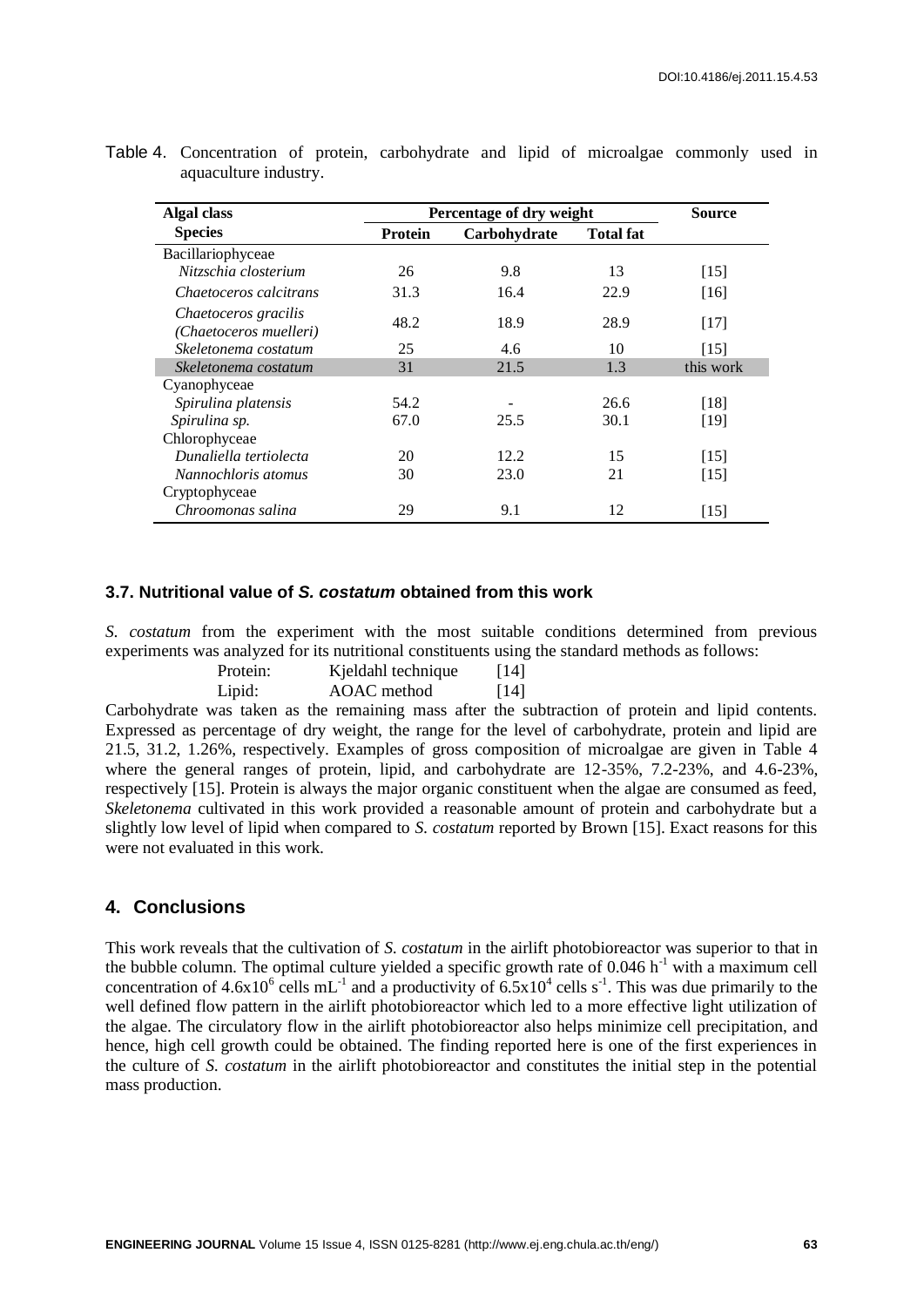Table 4. Concentration of protein, carbohydrate and lipid of microalgae commonly used in aquaculture industry.

| Algal class | Percentage of dry weight | | | Source |
|---|---|---|---|---|
| Species | Protein | Carbohydrate | Total fat | |
| Bacillariophyceae | | | | |
| *Nitzschia closterium* | 26 | 9.8 | 13 | [15] |
| *Chaetoceros calcitrans* | 31.3 | 16.4 | 22.9 | [16] |
| *Chaetoceros gracilis (Chaetoceros muelleri)* | 48.2 | 18.9 | 28.9 | [17] |
| *Skeletonema costatum* | 25 | 4.6 | 10 | [15] |
| *Skeletonema costatum* | 31 | 21.5 | 1.3 | this work |
| Cyanophyceae | | | | |
| *Spirulina platensis* | 54.2 | - | 26.6 | [18] |
| *Spirulina sp.* | 67.0 | 25.5 | 30.1 | [19] |
| Chlorophyceae | | | | |
| *Dunaliella tertiolecta* | 20 | 12.2 | 15 | [15] |
| *Nannochloris atomus* | 30 | 23.0 | 21 | [15] |
| Cryptophyceae | | | | |
| *Chroomonas salina* | 29 | 9.1 | 12 | [15] |

### 3.7. Nutritional value of *S. costatum* obtained from this work

*S. costatum* from the experiment with the most suitable conditions determined from previous experiments was analyzed for its nutritional constituents using the standard methods as follows:

Protein: Kjeldahl technique [14]
Lipid: AOAC method [14]

Carbohydrate was taken as the remaining mass after the subtraction of protein and lipid contents. Expressed as percentage of dry weight, the range for the level of carbohydrate, protein and lipid are 21.5, 31.2, 1.26%, respectively. Examples of gross composition of microalgae are given in Table 4 where the general ranges of protein, lipid, and carbohydrate are 12-35%, 7.2-23%, and 4.6-23%, respectively [15]. Protein is always the major organic constituent when the algae are consumed as feed, *Skeletonema* cultivated in this work provided a reasonable amount of protein and carbohydrate but a slightly low level of lipid when compared to *S. costatum* reported by Brown [15]. Exact reasons for this were not evaluated in this work.

## 4. Conclusions

This work reveals that the cultivation of *S. costatum* in the airlift photobioreactor was superior to that in the bubble column. The optimal culture yielded a specific growth rate of 0.046 $h^{-1}$ with a maximum cell concentration of $4.6 \times 10^6$ cells $mL^{-1}$ and a productivity of $6.5 \times 10^4$ cells $s^{-1}$. This was due primarily to the well defined flow pattern in the airlift photobioreactor which led to a more effective light utilization of the algae. The circulatory flow in the airlift photobioreactor also helps minimize cell precipitation, and hence, high cell growth could be obtained. The finding reported here is one of the first experiences in the culture of *S. costatum* in the airlift photobioreactor and constitutes the initial step in the potential mass production.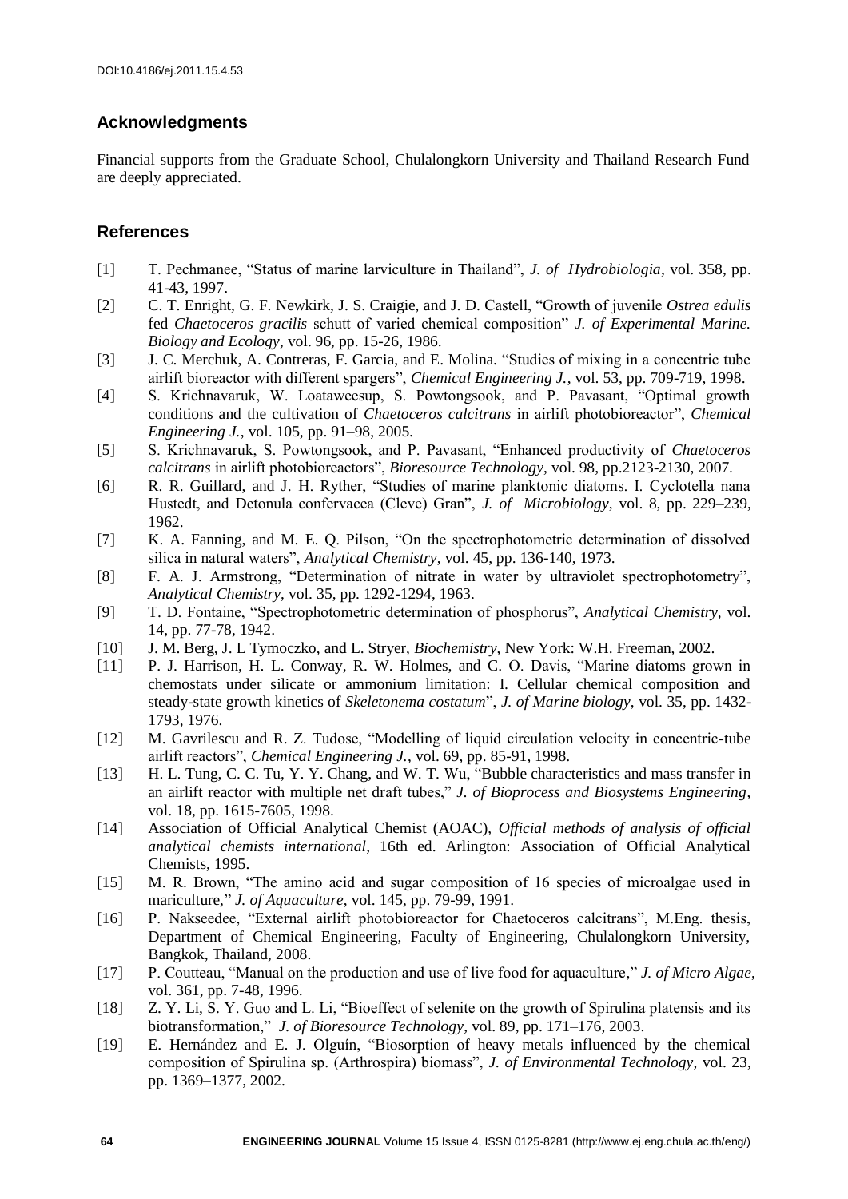DOI:10.4186/ej.2011.15.4.53

## Acknowledgments

Financial supports from the Graduate School, Chulalongkorn University and Thailand Research Fund are deeply appreciated.

## References

[1] T. Pechmanee, "Status of marine larviculture in Thailand", *J. of Hydrobiologia*, vol. 358, pp. 41-43, 1997.

[2] C. T. Enright, G. F. Newkirk, J. S. Craigie, and J. D. Castell, "Growth of juvenile *Ostrea edulis* fed *Chaetoceros gracilis* schutt of varied chemical composition" *J. of Experimental Marine. Biology and Ecology*, vol. 96, pp. 15-26, 1986.

[3] J. C. Merchuk, A. Contreras, F. Garcia, and E. Molina. "Studies of mixing in a concentric tube airlift bioreactor with different spargers", *Chemical Engineering J.*, vol. 53, pp. 709-719, 1998.

[4] S. Krichnavaruk, W. Loataweesup, S. Powtongsook, and P. Pavasant, "Optimal growth conditions and the cultivation of *Chaetoceros calcitrans* in airlift photobioreactor", *Chemical Engineering J.*, vol. 105, pp. 91–98, 2005.

[5] S. Krichnavaruk, S. Powtongsook, and P. Pavasant, "Enhanced productivity of *Chaetoceros calcitrans* in airlift photobioreactors", *Bioresource Technology*, vol. 98, pp.2123-2130, 2007.

[6] R. R. Guillard, and J. H. Ryther, "Studies of marine planktonic diatoms. I. Cyclotella nana Hustedt, and Detonula confervacea (Cleve) Gran", *J. of Microbiology*, vol. 8, pp. 229–239, 1962.

[7] K. A. Fanning, and M. E. Q. Pilson, "On the spectrophotometric determination of dissolved silica in natural waters", *Analytical Chemistry*, vol. 45, pp. 136-140, 1973.

[8] F. A. J. Armstrong, "Determination of nitrate in water by ultraviolet spectrophotometry", *Analytical Chemistry*, vol. 35, pp. 1292-1294, 1963.

[9] T. D. Fontaine, "Spectrophotometric determination of phosphorus", *Analytical Chemistry*, vol. 14, pp. 77-78, 1942.

[10] J. M. Berg, J. L Tymoczko, and L. Stryer, *Biochemistry*, New York: W.H. Freeman, 2002.

[11] P. J. Harrison, H. L. Conway, R. W. Holmes, and C. O. Davis, "Marine diatoms grown in chemostats under silicate or ammonium limitation: I. Cellular chemical composition and steady-state growth kinetics of *Skeletonema costatum*", *J. of Marine biology*, vol. 35, pp. 1432-1793, 1976.

[12] M. Gavrilescu and R. Z. Tudose, "Modelling of liquid circulation velocity in concentric-tube airlift reactors", *Chemical Engineering J.*, vol. 69, pp. 85-91, 1998.

[13] H. L. Tung, C. C. Tu, Y. Y. Chang, and W. T. Wu, "Bubble characteristics and mass transfer in an airlift reactor with multiple net draft tubes," *J. of Bioprocess and Biosystems Engineering*, vol. 18, pp. 1615-7605, 1998.

[14] Association of Official Analytical Chemist (AOAC), *Official methods of analysis of official analytical chemists international*, 16th ed. Arlington: Association of Official Analytical Chemists, 1995.

[15] M. R. Brown, "The amino acid and sugar composition of 16 species of microalgae used in mariculture," *J. of Aquaculture*, vol. 145, pp. 79-99, 1991.

[16] P. Nakseedee, "External airlift photobioreactor for Chaetoceros calcitrans", M.Eng. thesis, Department of Chemical Engineering, Faculty of Engineering, Chulalongkorn University, Bangkok, Thailand, 2008.

[17] P. Coutteau, "Manual on the production and use of live food for aquaculture," *J. of Micro Algae*, vol. 361, pp. 7-48, 1996.

[18] Z. Y. Li, S. Y. Guo and L. Li, "Bioeffect of selenite on the growth of Spirulina platensis and its biotransformation," *J. of Bioresource Technology*, vol. 89, pp. 171–176, 2003.

[19] E. Hernández and E. J. Olguín, "Biosorption of heavy metals influenced by the chemical composition of Spirulina sp. (Arthrospira) biomass", *J. of Environmental Technology*, vol. 23, pp. 1369–1377, 2002.